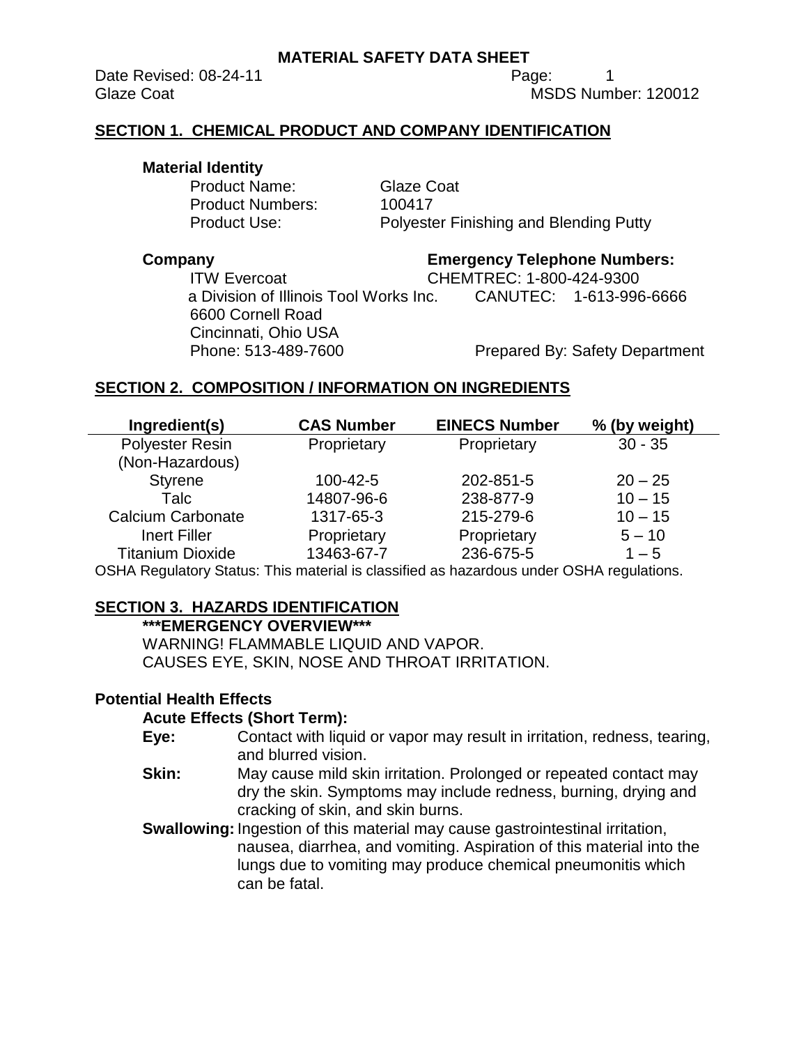# MATERIAL SAFETY DATA SHEET

Date Revised: 08-24-11

Glaze Coat

MSDS Number: 120012

## SECTION 1. CHEMICAL PRODUCT AND COMPANY IDENTIFICATION

### Material Identity

Product Name: Glaze Coat

Product Numbers: 100417

Product Use: Polyester Finishing and Blending Putty

**Company**

ITW Evercoat
a Division of Illinois Tool Works Inc.
6600 Cornell Road
Cincinnati, Ohio USA
Phone: 513-489-7600

**Emergency Telephone Numbers:**

CHEMTREC: 1-800-424-9300
CANUTEC: 1-613-996-6666

Prepared By: Safety Department

## SECTION 2. COMPOSITION / INFORMATION ON INGREDIENTS

| Ingredient(s) | CAS Number | EINECS Number | % (by weight) |
|---|---|---|---|
| Polyester Resin (Non-Hazardous) | Proprietary | Proprietary | 30 - 35 |
| Styrene | 100-42-5 | 202-851-5 | 20 – 25 |
| Talc | 14807-96-6 | 238-877-9 | 10 – 15 |
| Calcium Carbonate | 1317-65-3 | 215-279-6 | 10 – 15 |
| Inert Filler | Proprietary | Proprietary | 5 – 10 |
| Titanium Dioxide | 13463-67-7 | 236-675-5 | 1 – 5 |

OSHA Regulatory Status: This material is classified as hazardous under OSHA regulations.

## SECTION 3. HAZARDS IDENTIFICATION

**\*\*\*EMERGENCY OVERVIEW\*\*\***

WARNING! FLAMMABLE LIQUID AND VAPOR.
CAUSES EYE, SKIN, NOSE AND THROAT IRRITATION.

### Potential Health Effects

**Acute Effects (Short Term):**

**Eye:** Contact with liquid or vapor may result in irritation, redness, tearing, and blurred vision.

**Skin:** May cause mild skin irritation. Prolonged or repeated contact may dry the skin. Symptoms may include redness, burning, drying and cracking of skin, and skin burns.

**Swallowing:** Ingestion of this material may cause gastrointestinal irritation, nausea, diarrhea, and vomiting. Aspiration of this material into the lungs due to vomiting may produce chemical pneumonitis which can be fatal.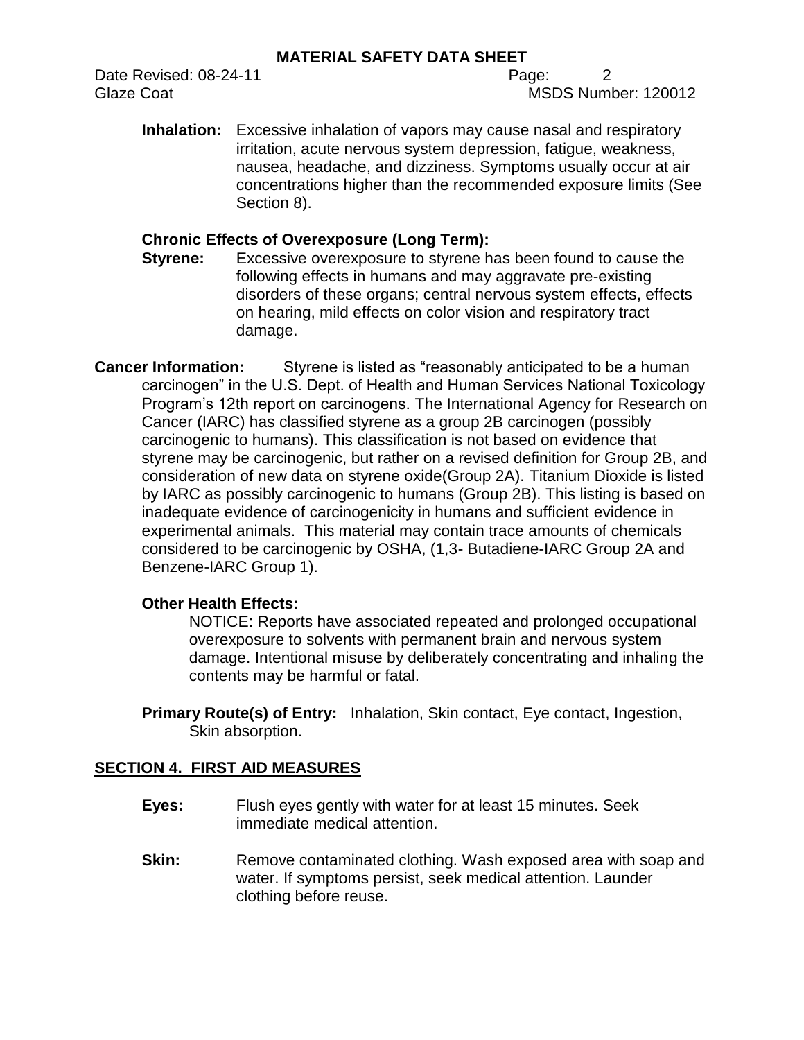**Inhalation:** Excessive inhalation of vapors may cause nasal and respiratory irritation, acute nervous system depression, fatigue, weakness, nausea, headache, and dizziness. Symptoms usually occur at air concentrations higher than the recommended exposure limits (See Section 8).

**Chronic Effects of Overexposure (Long Term):**

**Styrene:** Excessive overexposure to styrene has been found to cause the following effects in humans and may aggravate pre-existing disorders of these organs; central nervous system effects, effects on hearing, mild effects on color vision and respiratory tract damage.

**Cancer Information:** Styrene is listed as "reasonably anticipated to be a human carcinogen" in the U.S. Dept. of Health and Human Services National Toxicology Program's 12th report on carcinogens. The International Agency for Research on Cancer (IARC) has classified styrene as a group 2B carcinogen (possibly carcinogenic to humans). This classification is not based on evidence that styrene may be carcinogenic, but rather on a revised definition for Group 2B, and consideration of new data on styrene oxide(Group 2A). Titanium Dioxide is listed by IARC as possibly carcinogenic to humans (Group 2B). This listing is based on inadequate evidence of carcinogenicity in humans and sufficient evidence in experimental animals. This material may contain trace amounts of chemicals considered to be carcinogenic by OSHA, (1,3- Butadiene-IARC Group 2A and Benzene-IARC Group 1).

**Other Health Effects:**

NOTICE: Reports have associated repeated and prolonged occupational overexposure to solvents with permanent brain and nervous system damage. Intentional misuse by deliberately concentrating and inhaling the contents may be harmful or fatal.

**Primary Route(s) of Entry:** Inhalation, Skin contact, Eye contact, Ingestion, Skin absorption.

## SECTION 4. FIRST AID MEASURES

**Eyes:** Flush eyes gently with water for at least 15 minutes. Seek immediate medical attention.

**Skin:** Remove contaminated clothing. Wash exposed area with soap and water. If symptoms persist, seek medical attention. Launder clothing before reuse.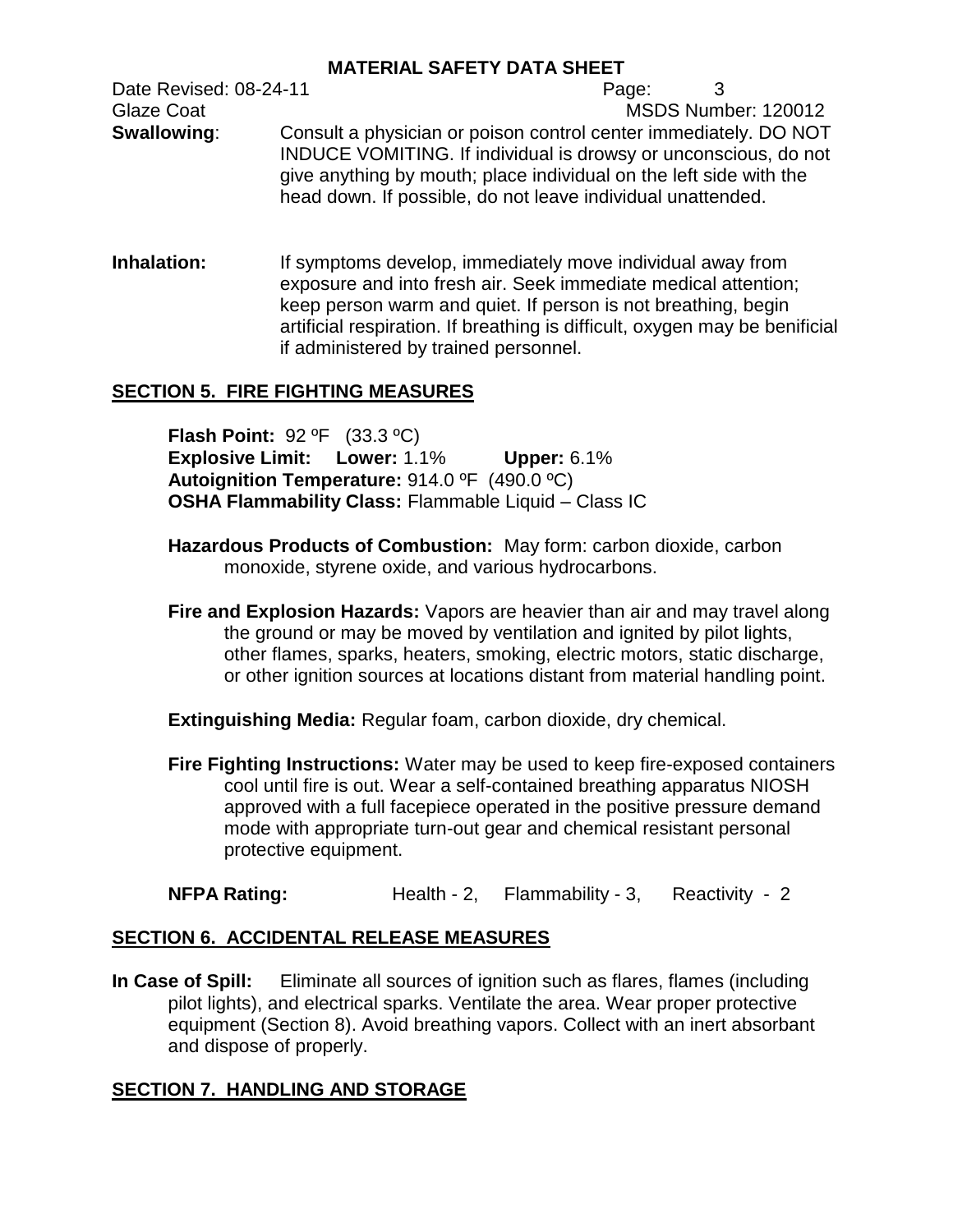**Swallowing**: Consult a physician or poison control center immediately. DO NOT INDUCE VOMITING. If individual is drowsy or unconscious, do not give anything by mouth; place individual on the left side with the head down. If possible, do not leave individual unattended.

**Inhalation:** If symptoms develop, immediately move individual away from exposure and into fresh air. Seek immediate medical attention; keep person warm and quiet. If person is not breathing, begin artificial respiration. If breathing is difficult, oxygen may be benificial if administered by trained personnel.

## SECTION 5. FIRE FIGHTING MEASURES

**Flash Point:** 92 ºF (33.3 ºC)
**Explosive Limit: Lower:** 1.1% **Upper:** 6.1%
**Autoignition Temperature:** 914.0 ºF (490.0 ºC)
**OSHA Flammability Class:** Flammable Liquid – Class IC

**Hazardous Products of Combustion:** May form: carbon dioxide, carbon monoxide, styrene oxide, and various hydrocarbons.

**Fire and Explosion Hazards:** Vapors are heavier than air and may travel along the ground or may be moved by ventilation and ignited by pilot lights, other flames, sparks, heaters, smoking, electric motors, static discharge, or other ignition sources at locations distant from material handling point.

**Extinguishing Media:** Regular foam, carbon dioxide, dry chemical.

**Fire Fighting Instructions:** Water may be used to keep fire-exposed containers cool until fire is out. Wear a self-contained breathing apparatus NIOSH approved with a full facepiece operated in the positive pressure demand mode with appropriate turn-out gear and chemical resistant personal protective equipment.

**NFPA Rating:** Health - 2, Flammability - 3, Reactivity - 2

## SECTION 6. ACCIDENTAL RELEASE MEASURES

**In Case of Spill:** Eliminate all sources of ignition such as flares, flames (including pilot lights), and electrical sparks. Ventilate the area. Wear proper protective equipment (Section 8). Avoid breathing vapors. Collect with an inert absorbant and dispose of properly.

## SECTION 7. HANDLING AND STORAGE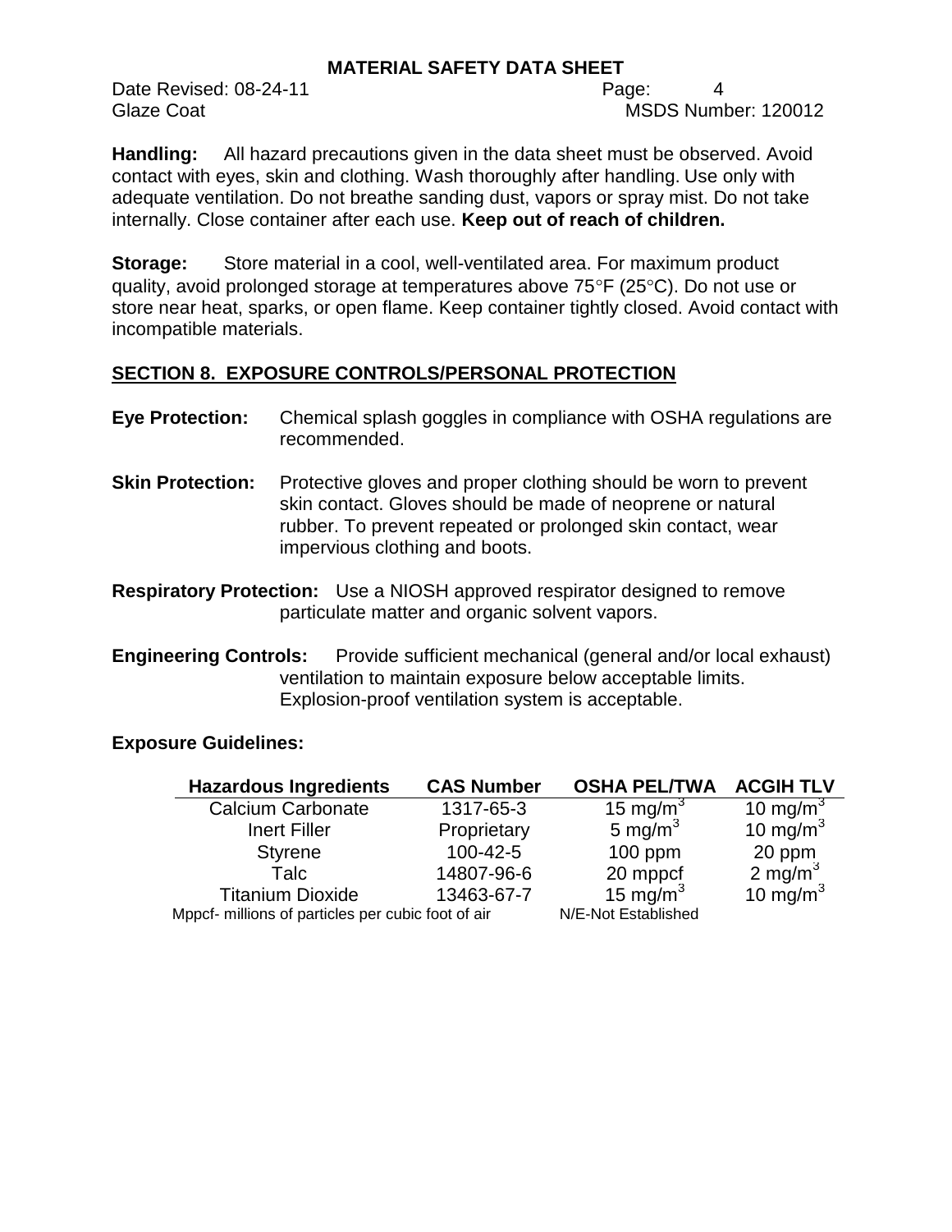**Handling:** All hazard precautions given in the data sheet must be observed. Avoid contact with eyes, skin and clothing. Wash thoroughly after handling. Use only with adequate ventilation. Do not breathe sanding dust, vapors or spray mist. Do not take internally. Close container after each use. **Keep out of reach of children.**

**Storage:** Store material in a cool, well-ventilated area. For maximum product quality, avoid prolonged storage at temperatures above 75°F (25°C). Do not use or store near heat, sparks, or open flame. Keep container tightly closed. Avoid contact with incompatible materials.

## SECTION 8. EXPOSURE CONTROLS/PERSONAL PROTECTION

**Eye Protection:** Chemical splash goggles in compliance with OSHA regulations are recommended.

**Skin Protection:** Protective gloves and proper clothing should be worn to prevent skin contact. Gloves should be made of neoprene or natural rubber. To prevent repeated or prolonged skin contact, wear impervious clothing and boots.

**Respiratory Protection:** Use a NIOSH approved respirator designed to remove particulate matter and organic solvent vapors.

**Engineering Controls:** Provide sufficient mechanical (general and/or local exhaust) ventilation to maintain exposure below acceptable limits. Explosion-proof ventilation system is acceptable.

**Exposure Guidelines:**

| Hazardous Ingredients | CAS Number | OSHA PEL/TWA | ACGIH TLV |
|---|---|---|---|
| Calcium Carbonate | 1317-65-3 | 15 $mg/m^3$ | 10 $mg/m^3$ |
| Inert Filler | Proprietary | 5 $mg/m^3$ | 10 $mg/m^3$ |
| Styrene | 100-42-5 | 100 ppm | 20 ppm |
| Talc | 14807-96-6 | 20 mppcf | 2 $mg/m^3$ |
| Titanium Dioxide | 13463-67-7 | 15 $mg/m^3$ | 10 $mg/m^3$ |

Mppcf- millions of particles per cubic foot of air N/E-Not Established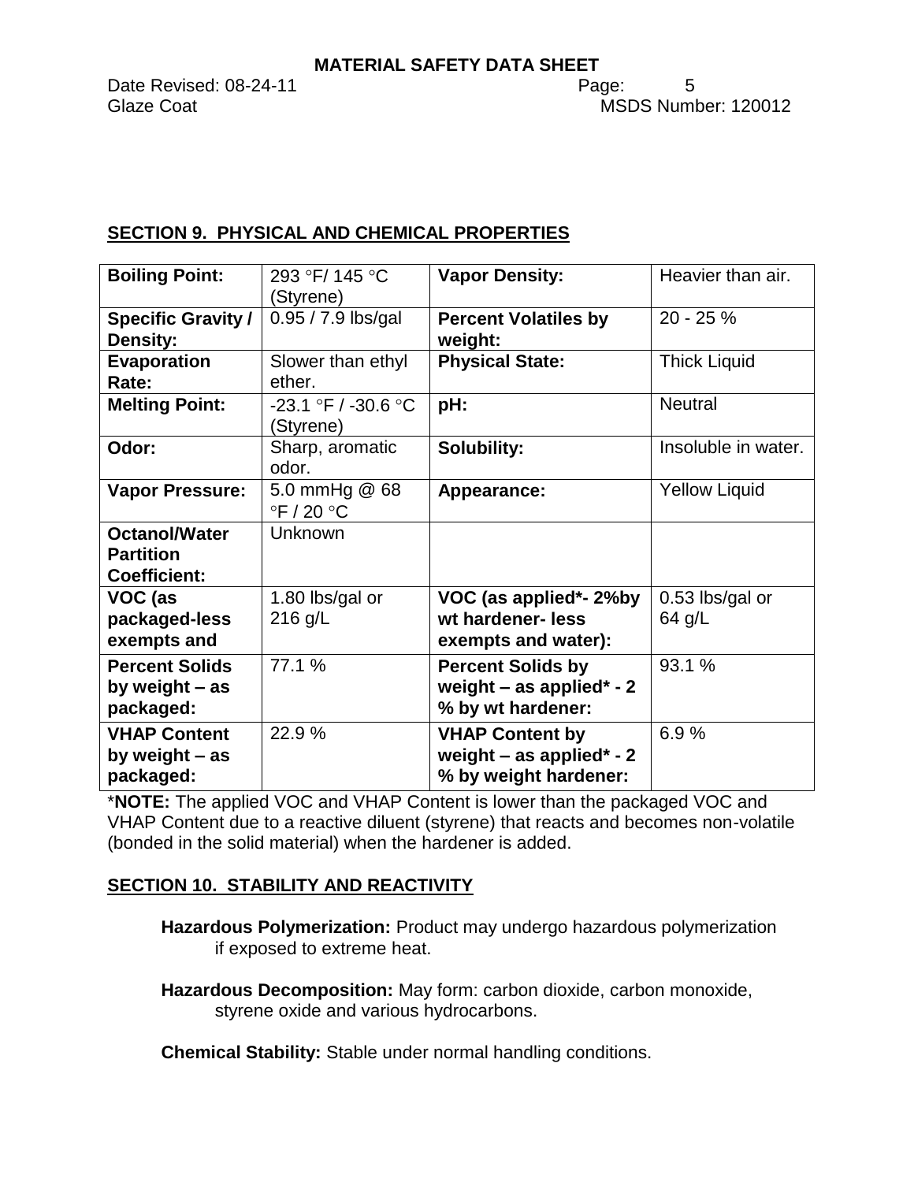## SECTION 9. PHYSICAL AND CHEMICAL PROPERTIES

| **Boiling Point:** | 293 °F/ 145 °C (Styrene) | **Vapor Density:** | Heavier than air. |
|---|---|---|---|
| **Specific Gravity / Density:** | 0.95 / 7.9 lbs/gal | **Percent Volatiles by weight:** | 20 - 25 % |
| **Evaporation Rate:** | Slower than ethyl ether. | **Physical State:** | Thick Liquid |
| **Melting Point:** | -23.1 °F / -30.6 °C (Styrene) | **pH:** | Neutral |
| **Odor:** | Sharp, aromatic odor. | **Solubility:** | Insoluble in water. |
| **Vapor Pressure:** | 5.0 mmHg @ 68 °F / 20 °C | **Appearance:** | Yellow Liquid |
| **Octanol/Water Partition Coefficient:** | Unknown | | |
| **VOC (as packaged-less exempts and** | 1.80 lbs/gal or 216 g/L | **VOC (as applied*- 2%by wt hardener- less exempts and water):** | 0.53 lbs/gal or 64 g/L |
| **Percent Solids by weight – as packaged:** | 77.1 % | **Percent Solids by weight – as applied* - 2 % by wt hardener:** | 93.1 % |
| **VHAP Content by weight – as packaged:** | 22.9 % | **VHAP Content by weight – as applied* - 2 % by weight hardener:** | 6.9 % |

***NOTE:** The applied VOC and VHAP Content is lower than the packaged VOC and VHAP Content due to a reactive diluent (styrene) that reacts and becomes non-volatile (bonded in the solid material) when the hardener is added.

## SECTION 10. STABILITY AND REACTIVITY

**Hazardous Polymerization:** Product may undergo hazardous polymerization if exposed to extreme heat.

**Hazardous Decomposition:** May form: carbon dioxide, carbon monoxide, styrene oxide and various hydrocarbons.

**Chemical Stability:** Stable under normal handling conditions.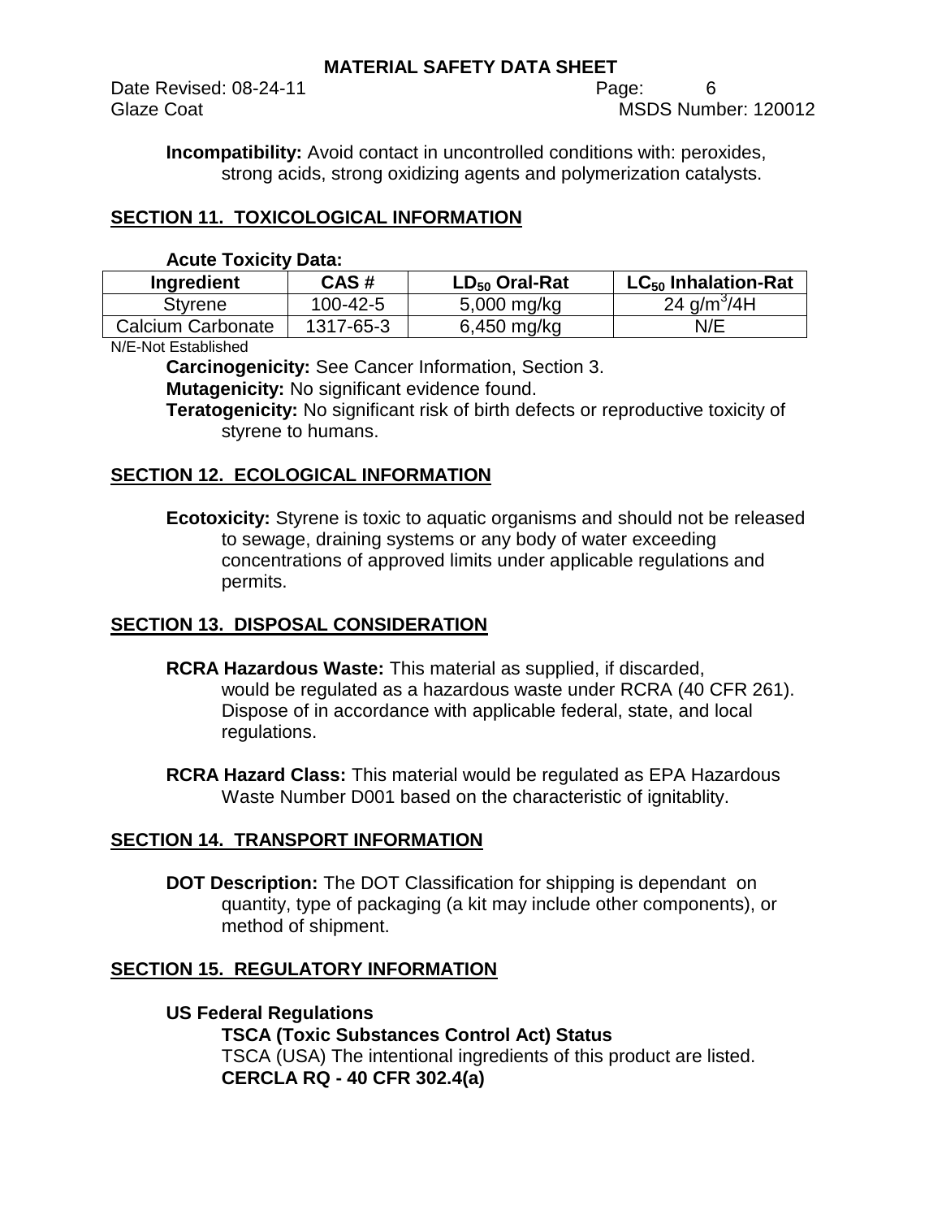**Incompatibility:** Avoid contact in uncontrolled conditions with: peroxides, strong acids, strong oxidizing agents and polymerization catalysts.

## SECTION 11. TOXICOLOGICAL INFORMATION

**Acute Toxicity Data:**

| Ingredient | CAS # | $LD_{50}$ Oral-Rat | $LC_{50}$ Inhalation-Rat |
|---|---|---|---|
| Styrene | 100-42-5 | 5,000 mg/kg | 24 $g/m^3$/4H |
| Calcium Carbonate | 1317-65-3 | 6,450 mg/kg | N/E |

N/E-Not Established

**Carcinogenicity:** See Cancer Information, Section 3.

**Mutagenicity:** No significant evidence found.

**Teratogenicity:** No significant risk of birth defects or reproductive toxicity of styrene to humans.

## SECTION 12. ECOLOGICAL INFORMATION

**Ecotoxicity:** Styrene is toxic to aquatic organisms and should not be released to sewage, draining systems or any body of water exceeding concentrations of approved limits under applicable regulations and permits.

## SECTION 13. DISPOSAL CONSIDERATION

**RCRA Hazardous Waste:** This material as supplied, if discarded, would be regulated as a hazardous waste under RCRA (40 CFR 261). Dispose of in accordance with applicable federal, state, and local regulations.

**RCRA Hazard Class:** This material would be regulated as EPA Hazardous Waste Number D001 based on the characteristic of ignitablity.

## SECTION 14. TRANSPORT INFORMATION

**DOT Description:** The DOT Classification for shipping is dependant on quantity, type of packaging (a kit may include other components), or method of shipment.

## SECTION 15. REGULATORY INFORMATION

**US Federal Regulations**

**TSCA (Toxic Substances Control Act) Status**

TSCA (USA) The intentional ingredients of this product are listed.

**CERCLA RQ - 40 CFR 302.4(a)**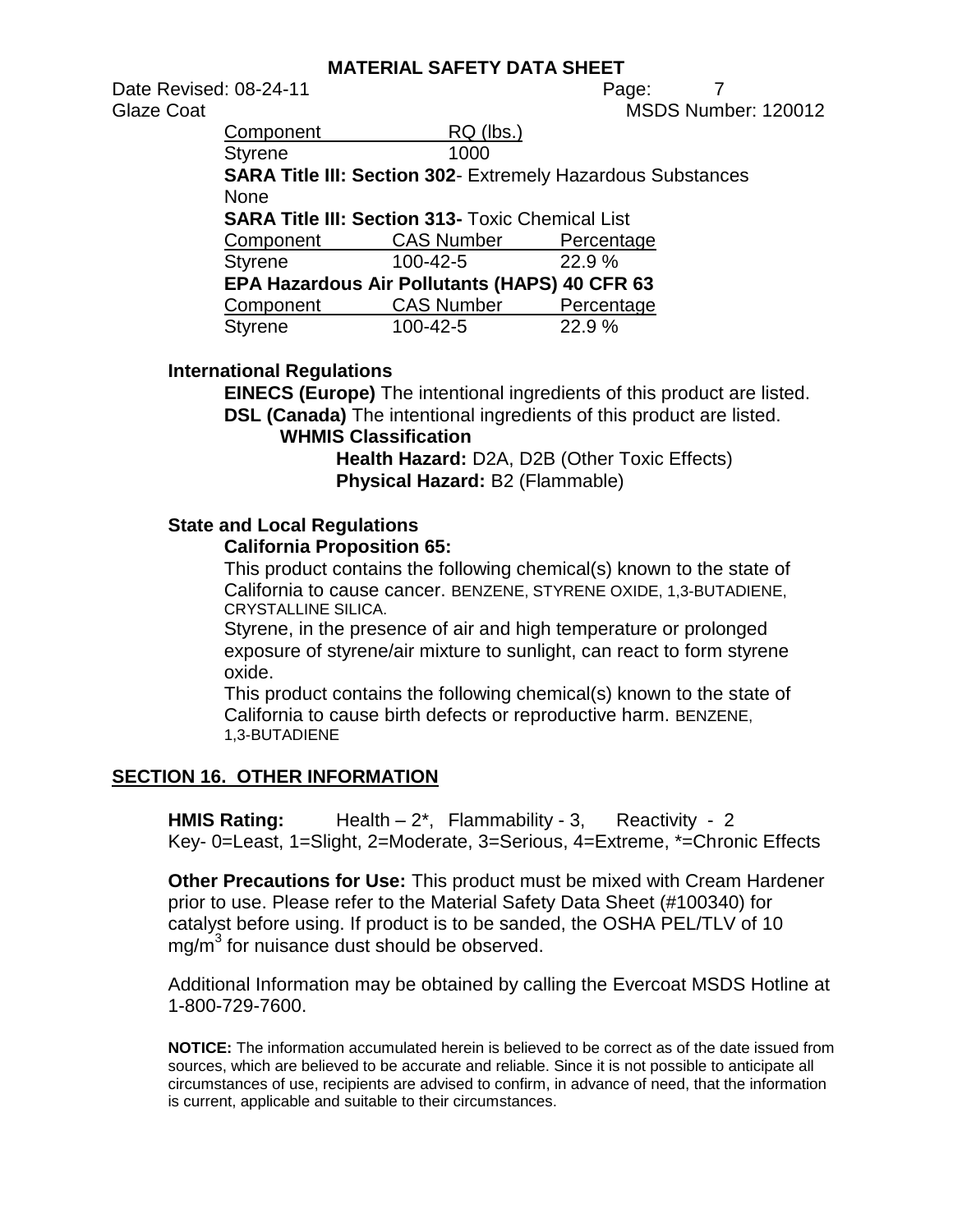| Component | RQ (lbs.) |
| --- | --- |
| Styrene | 1000 |

**SARA Title III: Section 302**- Extremely Hazardous Substances

None

**SARA Title III: Section 313-** Toxic Chemical List

| Component | CAS Number | Percentage |
| --- | --- | --- |
| Styrene | 100-42-5 | 22.9 % |

**EPA Hazardous Air Pollutants (HAPS) 40 CFR 63**

| Component | CAS Number | Percentage |
| --- | --- | --- |
| Styrene | 100-42-5 | 22.9 % |

**International Regulations**

**EINECS (Europe)** The intentional ingredients of this product are listed.

**DSL (Canada)** The intentional ingredients of this product are listed.

**WHMIS Classification**

**Health Hazard:** D2A, D2B (Other Toxic Effects)

**Physical Hazard:** B2 (Flammable)

**State and Local Regulations**

**California Proposition 65:**

This product contains the following chemical(s) known to the state of California to cause cancer. BENZENE, STYRENE OXIDE, 1,3-BUTADIENE, CRYSTALLINE SILICA.

Styrene, in the presence of air and high temperature or prolonged exposure of styrene/air mixture to sunlight, can react to form styrene oxide.

This product contains the following chemical(s) known to the state of California to cause birth defects or reproductive harm. BENZENE, 1,3-BUTADIENE

## SECTION 16. OTHER INFORMATION

**HMIS Rating:** Health – 2*, Flammability - 3, Reactivity - 2

Key- 0=Least, 1=Slight, 2=Moderate, 3=Serious, 4=Extreme, *=Chronic Effects

**Other Precautions for Use:** This product must be mixed with Cream Hardener prior to use. Please refer to the Material Safety Data Sheet (#100340) for catalyst before using. If product is to be sanded, the OSHA PEL/TLV of 10 $mg/m^3$ for nuisance dust should be observed.

Additional Information may be obtained by calling the Evercoat MSDS Hotline at 1-800-729-7600.

**NOTICE:** The information accumulated herein is believed to be correct as of the date issued from sources, which are believed to be accurate and reliable. Since it is not possible to anticipate all circumstances of use, recipients are advised to confirm, in advance of need, that the information is current, applicable and suitable to their circumstances.